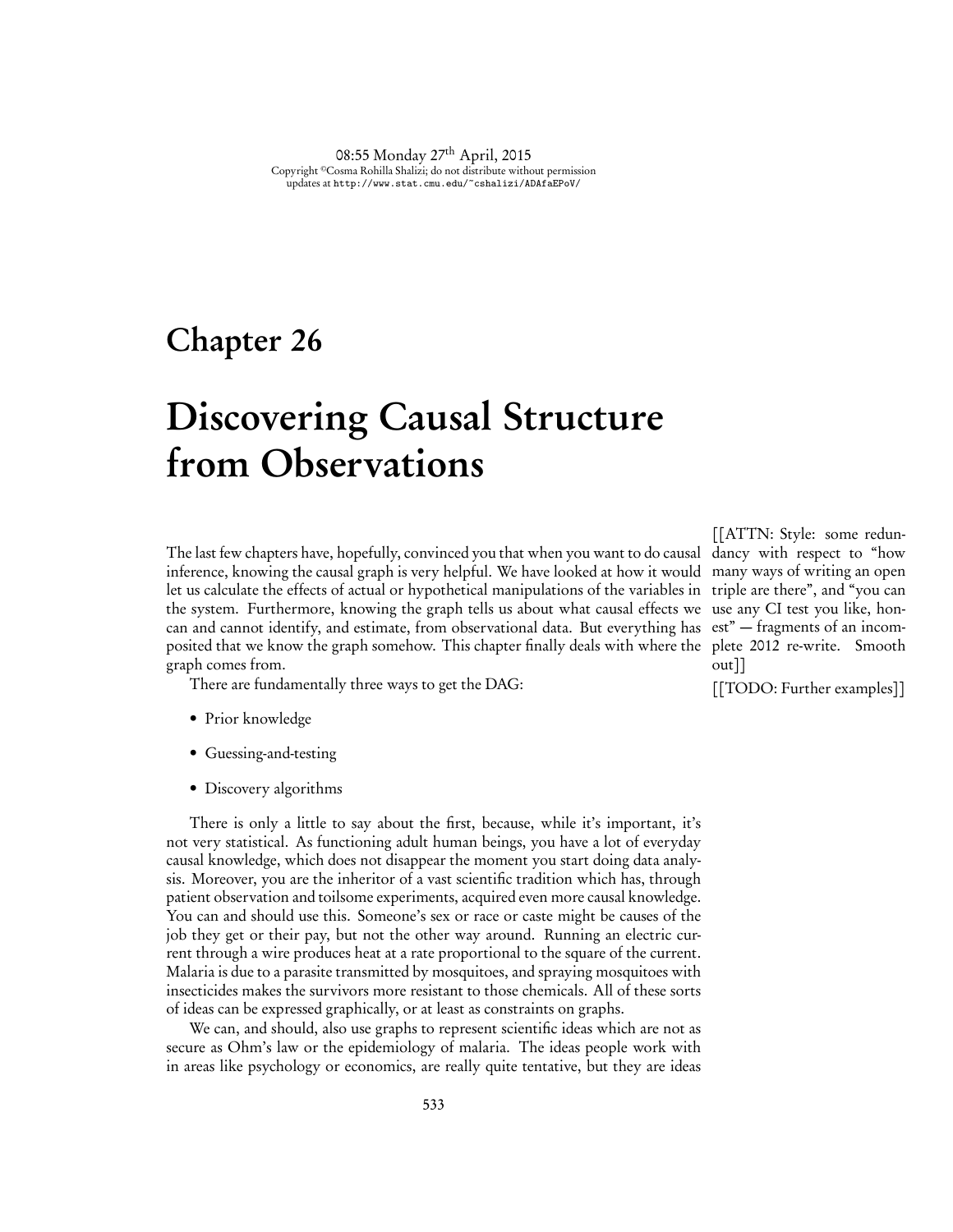08:55 Monday 27th April, 2015
Copyright ©Cosma Rohilla Shalizi; do not distribute without permission
updates at http://www.stat.cmu.edu/~cshalizi/ADAfaEPoV/

# Chapter 26

# Discovering Causal Structure from Observations

[[ATTN: Style: some redundancy with respect to "how many ways of writing an open triple are there", and "you can use any CI test you like, honest" — fragments of an incomplete 2012 re-write. Smooth out]]

[[TODO: Further examples]]

The last few chapters have, hopefully, convinced you that when you want to do causal inference, knowing the causal graph is very helpful. We have looked at how it would let us calculate the effects of actual or hypothetical manipulations of the variables in the system. Furthermore, knowing the graph tells us about what causal effects we can and cannot identify, and estimate, from observational data. But everything has posited that we know the graph somehow. This chapter finally deals with where the graph comes from.

There are fundamentally three ways to get the DAG:

- Prior knowledge
- Guessing-and-testing
- Discovery algorithms

There is only a little to say about the first, because, while it's important, it's not very statistical. As functioning adult human beings, you have a lot of everyday causal knowledge, which does not disappear the moment you start doing data analysis. Moreover, you are the inheritor of a vast scientific tradition which has, through patient observation and toilsome experiments, acquired even more causal knowledge. You can and should use this. Someone's sex or race or caste might be causes of the job they get or their pay, but not the other way around. Running an electric current through a wire produces heat at a rate proportional to the square of the current. Malaria is due to a parasite transmitted by mosquitoes, and spraying mosquitoes with insecticides makes the survivors more resistant to those chemicals. All of these sorts of ideas can be expressed graphically, or at least as constraints on graphs.

We can, and should, also use graphs to represent scientific ideas which are not as secure as Ohm's law or the epidemiology of malaria. The ideas people work with in areas like psychology or economics, are really quite tentative, but they are ideas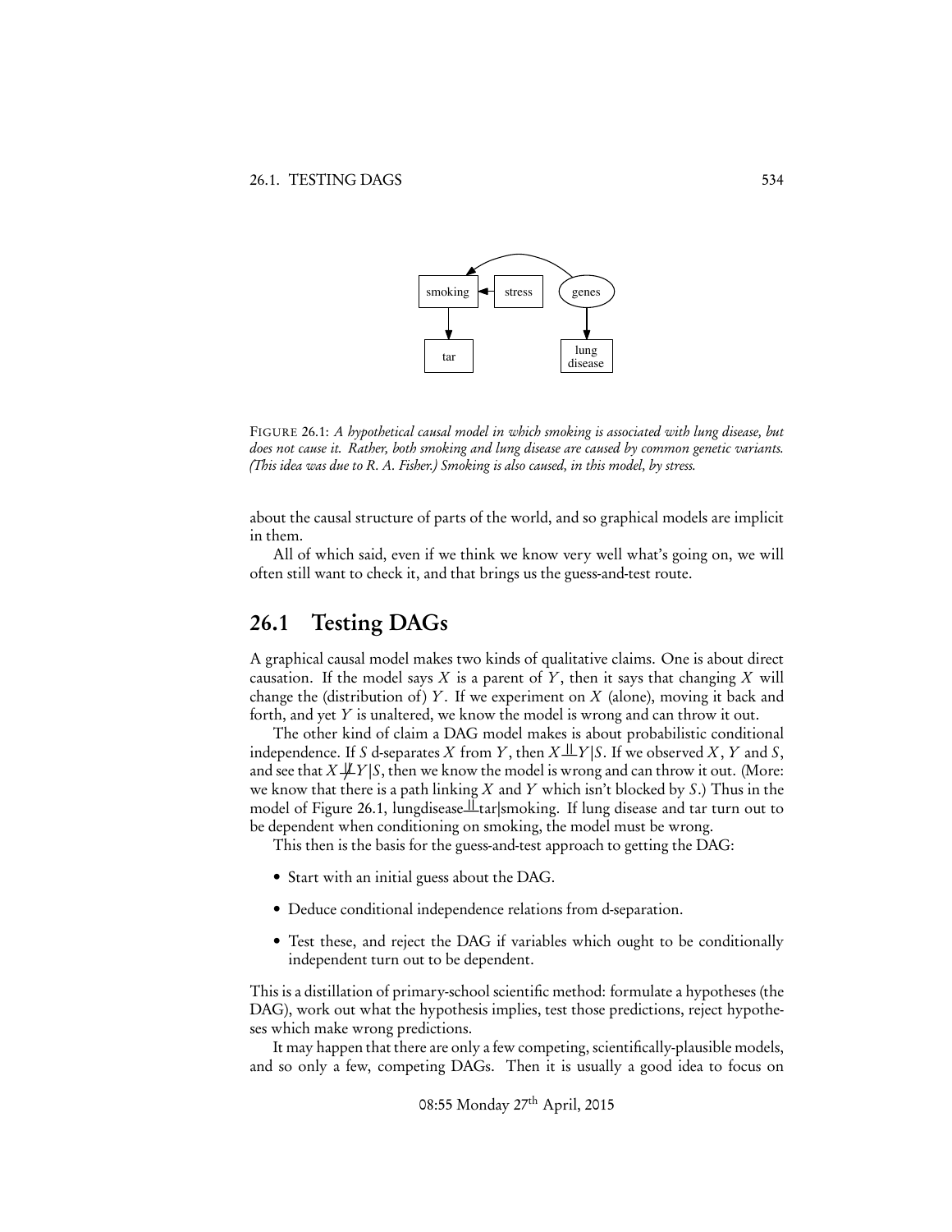FIGURE 26.1: *A hypothetical causal model in which smoking is associated with lung disease, but does not cause it. Rather, both smoking and lung disease are caused by common genetic variants. (This idea was due to R. A. Fisher.) Smoking is also caused, in this model, by stress.*

about the causal structure of parts of the world, and so graphical models are implicit in them.

All of which said, even if we think we know very well what's going on, we will often still want to check it, and that brings us the guess-and-test route.

## 26.1 Testing DAGs

A graphical causal model makes two kinds of qualitative claims. One is about direct causation. If the model says $X$ is a parent of $Y$, then it says that changing $X$ will change the (distribution of) $Y$. If we experiment on $X$ (alone), moving it back and forth, and yet $Y$ is unaltered, we know the model is wrong and can throw it out.

The other kind of claim a DAG model makes is about probabilistic conditional independence. If $S$ d-separates $X$ from $Y$, then $X \perp\!\!\!\perp Y | S$. If we observed $X$, $Y$ and $S$, and see that $X \not\perp\!\!\!\perp Y | S$, then we know the model is wrong and can throw it out. (More: we know that there is a path linking $X$ and $Y$ which isn't blocked by $S$.) Thus in the model of Figure 26.1, $\text{lungdisease} \perp\!\!\!\perp \text{tar} | \text{smoking}$. If lung disease and tar turn out to be dependent when conditioning on smoking, the model must be wrong.

This then is the basis for the guess-and-test approach to getting the DAG:

- Start with an initial guess about the DAG.
- Deduce conditional independence relations from d-separation.
- Test these, and reject the DAG if variables which ought to be conditionally independent turn out to be dependent.

This is a distillation of primary-school scientific method: formulate a hypotheses (the DAG), work out what the hypothesis implies, test those predictions, reject hypotheses which make wrong predictions.

It may happen that there are only a few competing, scientifically-plausible models, and so only a few, competing DAGs. Then it is usually a good idea to focus on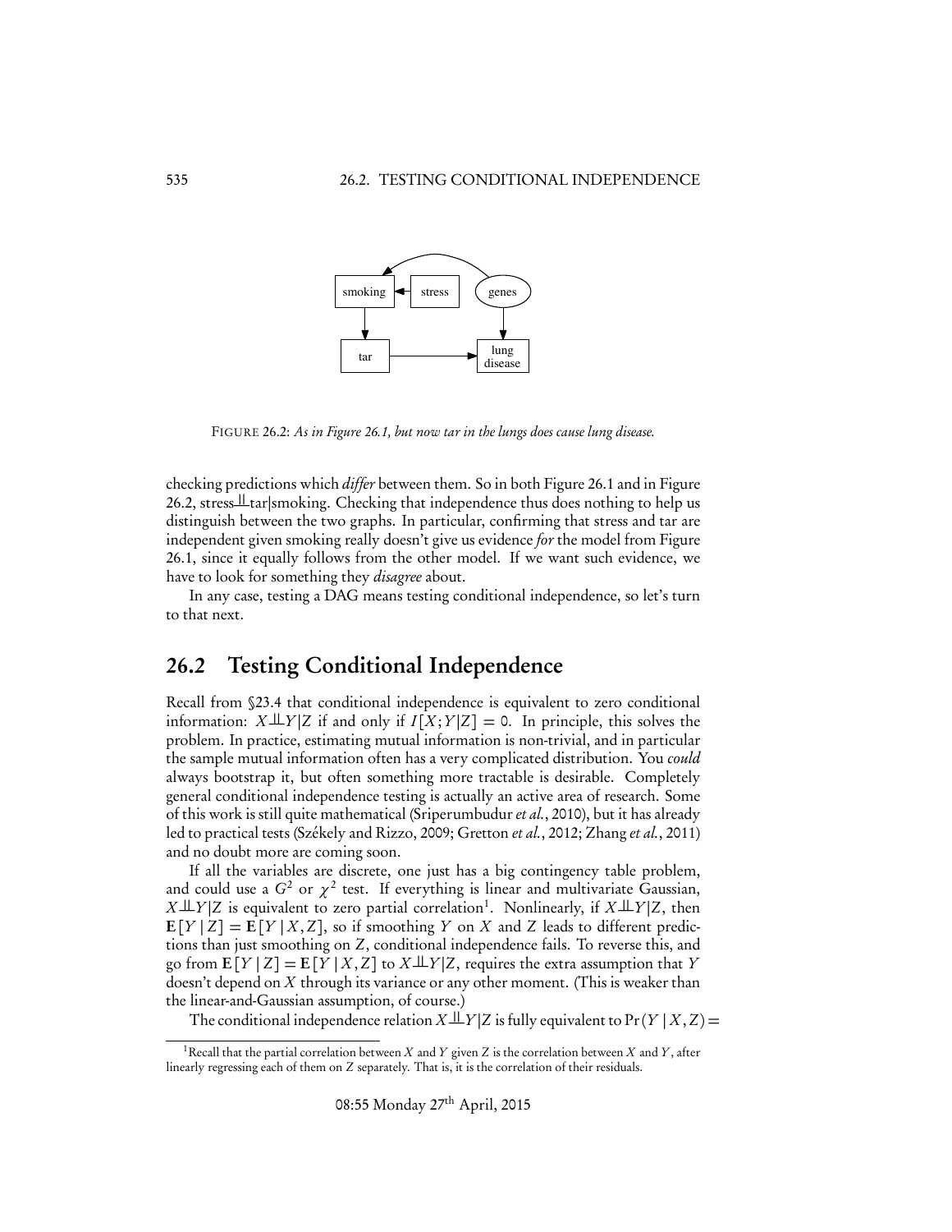FIGURE 26.2: *As in Figure 26.1, but now tar in the lungs does cause lung disease.*

checking predictions which *differ* between them. So in both Figure 26.1 and in Figure 26.2, stress$\perp\!\!\!\perp$tar|smoking. Checking that independence thus does nothing to help us distinguish between the two graphs. In particular, confirming that stress and tar are independent given smoking really doesn't give us evidence *for* the model from Figure 26.1, since it equally follows from the other model. If we want such evidence, we have to look for something they *disagree* about.

In any case, testing a DAG means testing conditional independence, so let's turn to that next.

## 26.2 Testing Conditional Independence

Recall from §23.4 that conditional independence is equivalent to zero conditional information: $X \perp\!\!\!\perp Y|Z$ if and only if $I[X;Y|Z] = 0$. In principle, this solves the problem. In practice, estimating mutual information is non-trivial, and in particular the sample mutual information often has a very complicated distribution. You *could* always bootstrap it, but often something more tractable is desirable. Completely general conditional independence testing is actually an active area of research. Some of this work is still quite mathematical (Sriperumbudur *et al.*, 2010), but it has already led to practical tests (Székely and Rizzo, 2009; Gretton *et al.*, 2012; Zhang *et al.*, 2011) and no doubt more are coming soon.

If all the variables are discrete, one just has a big contingency table problem, and could use a $G^2$ or $\chi^2$ test. If everything is linear and multivariate Gaussian, $X \perp\!\!\!\perp Y|Z$ is equivalent to zero partial correlation[1]. Nonlinearly, if $X \perp\!\!\!\perp Y|Z$, then $\mathbf{E}[Y \mid Z] = \mathbf{E}[Y \mid X, Z]$, so if smoothing $Y$ on $X$ and $Z$ leads to different predictions than just smoothing on $Z$, conditional independence fails. To reverse this, and go from $\mathbf{E}[Y \mid Z] = \mathbf{E}[Y \mid X, Z]$ to $X \perp\!\!\!\perp Y|Z$, requires the extra assumption that $Y$ doesn't depend on $X$ through its variance or any other moment. (This is weaker than the linear-and-Gaussian assumption, of course.)

The conditional independence relation $X \perp\!\!\!\perp Y|Z$ is fully equivalent to $\Pr(Y \mid X, Z) =$

[1] Recall that the partial correlation between $X$ and $Y$ given $Z$ is the correlation between $X$ and $Y$, after linearly regressing each of them on $Z$ separately. That is, it is the correlation of their residuals.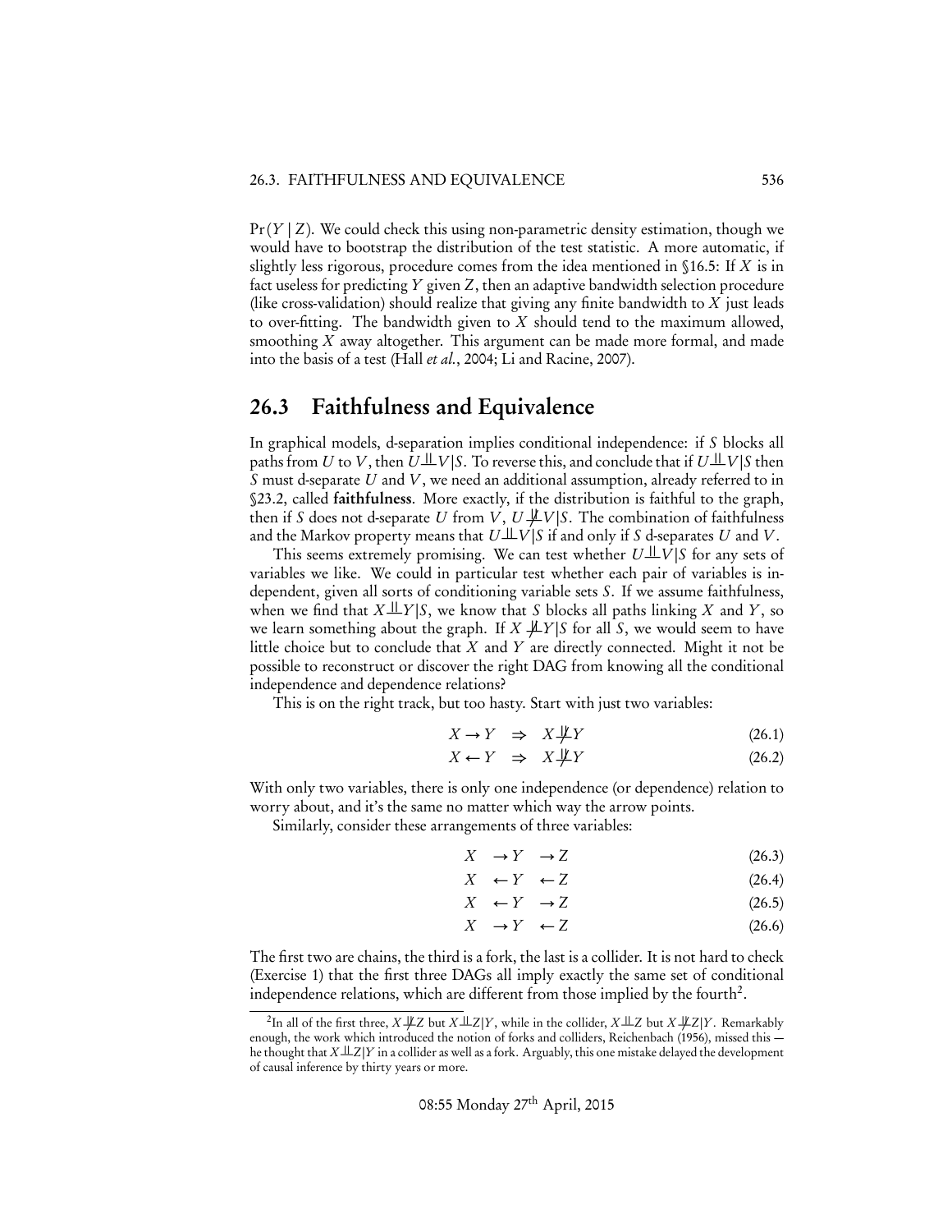$\Pr(Y \mid Z)$. We could check this using non-parametric density estimation, though we would have to bootstrap the distribution of the test statistic. A more automatic, if slightly less rigorous, procedure comes from the idea mentioned in §16.5: If $X$ is in fact useless for predicting $Y$ given $Z$, then an adaptive bandwidth selection procedure (like cross-validation) should realize that giving any finite bandwidth to $X$ just leads to over-fitting. The bandwidth given to $X$ should tend to the maximum allowed, smoothing $X$ away altogether. This argument can be made more formal, and made into the basis of a test (Hall *et al.*, 2004; Li and Racine, 2007).

## 26.3 Faithfulness and Equivalence

In graphical models, d-separation implies conditional independence: if $S$ blocks all paths from $U$ to $V$, then $U \perp\!\!\!\perp V | S$. To reverse this, and conclude that if $U \perp\!\!\!\perp V | S$ then $S$ must d-separate $U$ and $V$, we need an additional assumption, already referred to in §23.2, called **faithfulness**. More exactly, if the distribution is faithful to the graph, then if $S$ does not d-separate $U$ from $V$, $U \not\perp\!\!\!\perp V | S$. The combination of faithfulness and the Markov property means that $U \perp\!\!\!\perp V | S$ if and only if $S$ d-separates $U$ and $V$.

This seems extremely promising. We can test whether $U \perp\!\!\!\perp V | S$ for any sets of variables we like. We could in particular test whether each pair of variables is independent, given all sorts of conditioning variable sets $S$. If we assume faithfulness, when we find that $X \perp\!\!\!\perp Y | S$, we know that $S$ blocks all paths linking $X$ and $Y$, so we learn something about the graph. If $X \not\perp\!\!\!\perp Y | S$ for all $S$, we would seem to have little choice but to conclude that $X$ and $Y$ are directly connected. Might it not be possible to reconstruct or discover the right DAG from knowing all the conditional independence and dependence relations?

This is on the right track, but too hasty. Start with just two variables:

$$X \rightarrow Y \quad \Rightarrow \quad X \not\perp\!\!\!\perp Y \tag{26.1}$$

$$X \leftarrow Y \quad \Rightarrow \quad X \not\perp\!\!\!\perp Y \tag{26.2}$$

With only two variables, there is only one independence (or dependence) relation to worry about, and it's the same no matter which way the arrow points.

Similarly, consider these arrangements of three variables:

$$X \rightarrow Y \rightarrow Z \tag{26.3}$$

$$X \leftarrow Y \leftarrow Z \tag{26.4}$$

$$X \leftarrow Y \rightarrow Z \tag{26.5}$$

$$X \rightarrow Y \leftarrow Z \tag{26.6}$$

The first two are chains, the third is a fork, the last is a collider. It is not hard to check (Exercise 1) that the first three DAGs all imply exactly the same set of conditional independence relations, which are different from those implied by the fourth[2].

[2] In all of the first three, $X \not\perp\!\!\!\perp Z$ but $X \perp\!\!\!\perp Z | Y$, while in the collider, $X \perp\!\!\!\perp Z$ but $X \not\perp\!\!\!\perp Z | Y$. Remarkably enough, the work which introduced the notion of forks and colliders, Reichenbach (1956), missed this — he thought that $X \perp\!\!\!\perp Z | Y$ in a collider as well as a fork. Arguably, this one mistake delayed the development of causal inference by thirty years or more.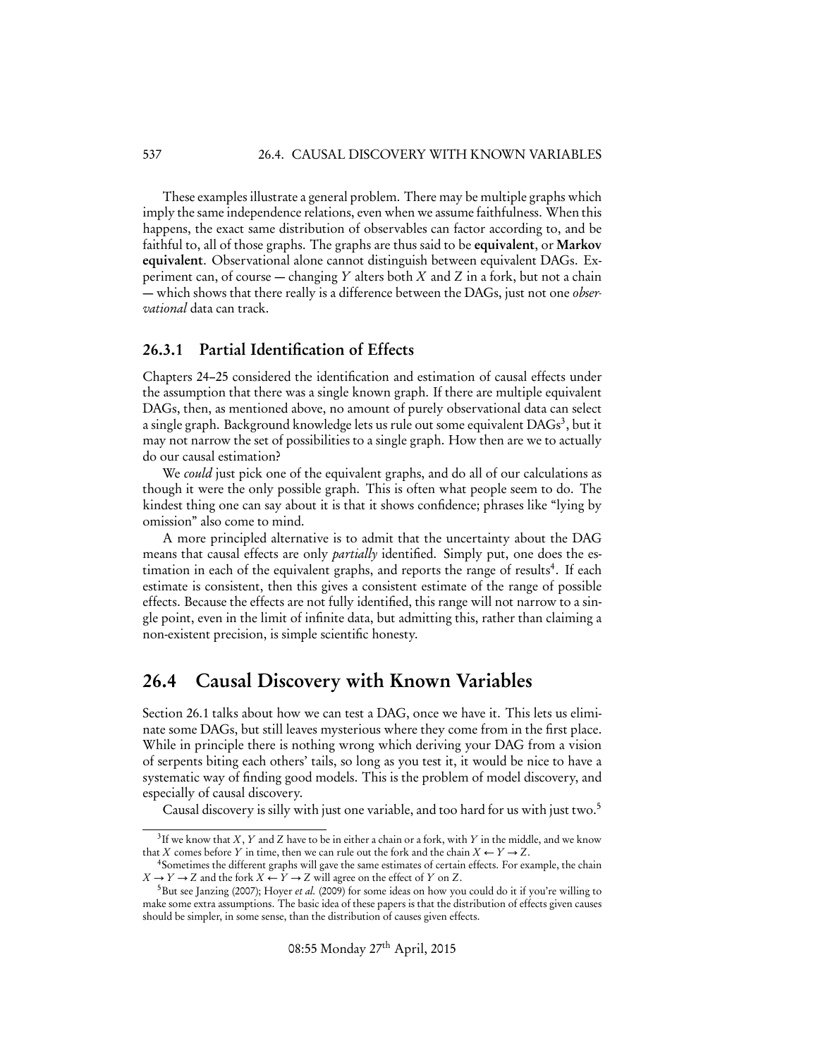These examples illustrate a general problem. There may be multiple graphs which imply the same independence relations, even when we assume faithfulness. When this happens, the exact same distribution of observables can factor according to, and be faithful to, all of those graphs. The graphs are thus said to be **equivalent**, or **Markov equivalent**. Observational alone cannot distinguish between equivalent DAGs. Experiment can, of course — changing $Y$ alters both $X$ and $Z$ in a fork, but not a chain — which shows that there really is a difference between the DAGs, just not one *observational* data can track.

### 26.3.1 Partial Identification of Effects

Chapters 24–25 considered the identification and estimation of causal effects under the assumption that there was a single known graph. If there are multiple equivalent DAGs, then, as mentioned above, no amount of purely observational data can select a single graph. Background knowledge lets us rule out some equivalent DAGs[3], but it may not narrow the set of possibilities to a single graph. How then are we to actually do our causal estimation?

We *could* just pick one of the equivalent graphs, and do all of our calculations as though it were the only possible graph. This is often what people seem to do. The kindest thing one can say about it is that it shows confidence; phrases like "lying by omission" also come to mind.

A more principled alternative is to admit that the uncertainty about the DAG means that causal effects are only *partially* identified. Simply put, one does the estimation in each of the equivalent graphs, and reports the range of results[4]. If each estimate is consistent, then this gives a consistent estimate of the range of possible effects. Because the effects are not fully identified, this range will not narrow to a single point, even in the limit of infinite data, but admitting this, rather than claiming a non-existent precision, is simple scientific honesty.

## 26.4 Causal Discovery with Known Variables

Section 26.1 talks about how we can test a DAG, once we have it. This lets us eliminate some DAGs, but still leaves mysterious where they come from in the first place. While in principle there is nothing wrong which deriving your DAG from a vision of serpents biting each others' tails, so long as you test it, it would be nice to have a systematic way of finding good models. This is the problem of model discovery, and especially of causal discovery.

Causal discovery is silly with just one variable, and too hard for us with just two.[5]

---

[3] If we know that $X$, $Y$ and $Z$ have to be in either a chain or a fork, with $Y$ in the middle, and we know that $X$ comes before $Y$ in time, then we can rule out the fork and the chain $X \leftarrow Y \rightarrow Z$.

[4] Sometimes the different graphs will gave the same estimates of certain effects. For example, the chain $X \rightarrow Y \rightarrow Z$ and the fork $X \leftarrow Y \rightarrow Z$ will agree on the effect of $Y$ on $Z$.

[5] But see Janzing (2007); Hoyer *et al.* (2009) for some ideas on how you could do it if you're willing to make some extra assumptions. The basic idea of these papers is that the distribution of effects given causes should be simpler, in some sense, than the distribution of causes given effects.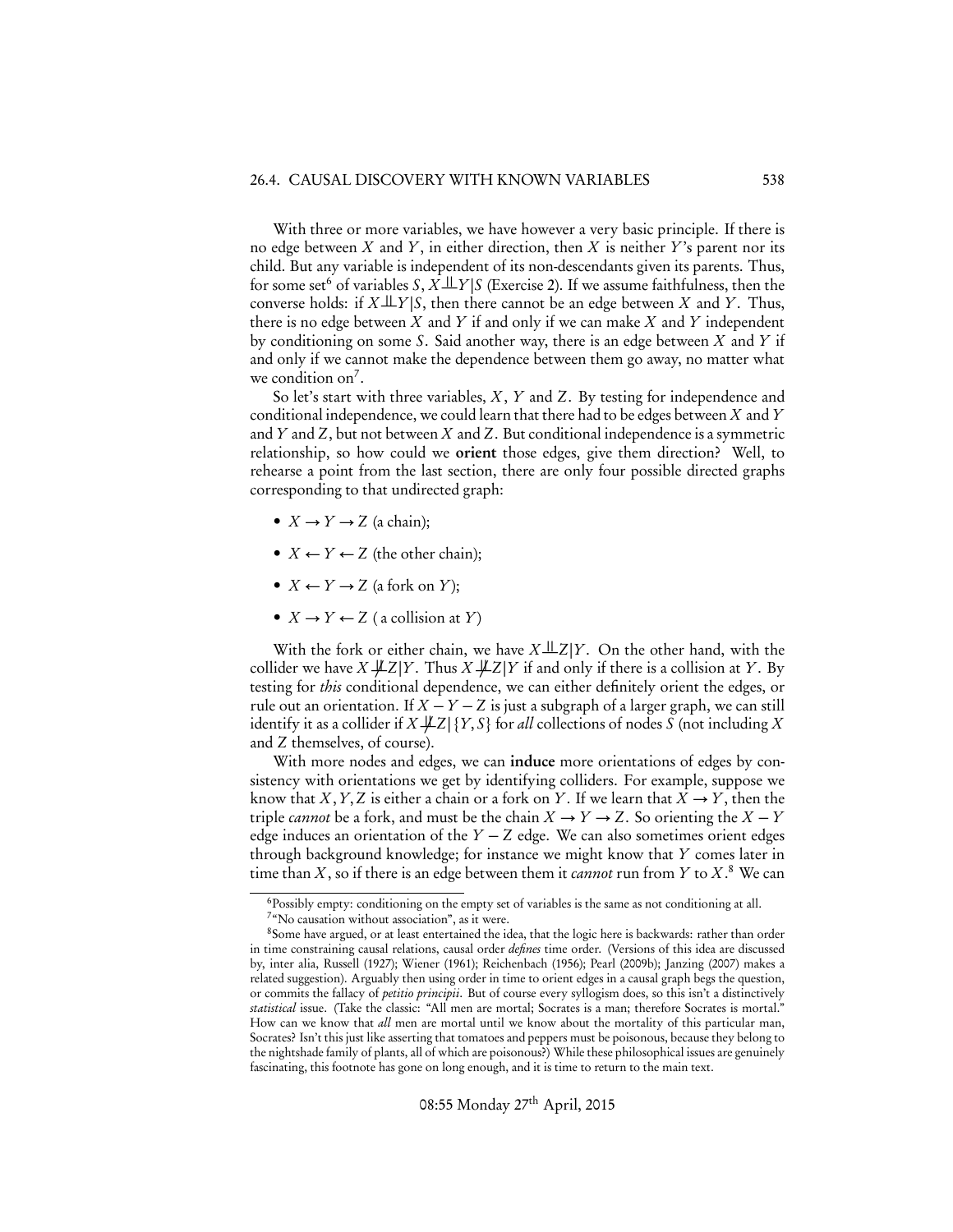With three or more variables, we have however a very basic principle. If there is no edge between $X$ and $Y$, in either direction, then $X$ is neither $Y$'s parent nor its child. But any variable is independent of its non-descendants given its parents. Thus, for some set[6] of variables $S$, $X \perp\!\!\!\perp Y | S$ (Exercise 2). If we assume faithfulness, then the converse holds: if $X \perp\!\!\!\perp Y | S$, then there cannot be an edge between $X$ and $Y$. Thus, there is no edge between $X$ and $Y$ if and only if we can make $X$ and $Y$ independent by conditioning on some $S$. Said another way, there is an edge between $X$ and $Y$ if and only if we cannot make the dependence between them go away, no matter what we condition on[7].

So let's start with three variables, $X$, $Y$ and $Z$. By testing for independence and conditional independence, we could learn that there had to be edges between $X$ and $Y$ and $Y$ and $Z$, but not between $X$ and $Z$. But conditional independence is a symmetric relationship, so how could we **orient** those edges, give them direction? Well, to rehearse a point from the last section, there are only four possible directed graphs corresponding to that undirected graph:

- $X \rightarrow Y \rightarrow Z$ (a chain);
- $X \leftarrow Y \leftarrow Z$ (the other chain);
- $X \leftarrow Y \rightarrow Z$ (a fork on $Y$);
- $X \rightarrow Y \leftarrow Z$ ( a collision at $Y$)

With the fork or either chain, we have $X \perp\!\!\!\perp Z | Y$. On the other hand, with the collider we have $X \not\perp\!\!\!\perp Z | Y$. Thus $X \not\perp\!\!\!\perp Z | Y$ if and only if there is a collision at $Y$. By testing for *this* conditional dependence, we can either definitely orient the edges, or rule out an orientation. If $X - Y - Z$ is just a subgraph of a larger graph, we can still identify it as a collider if $X \not\perp\!\!\!\perp Z | \{Y, S\}$ for *all* collections of nodes $S$ (not including $X$ and $Z$ themselves, of course).

With more nodes and edges, we can **induce** more orientations of edges by consistency with orientations we get by identifying colliders. For example, suppose we know that $X, Y, Z$ is either a chain or a fork on $Y$. If we learn that $X \rightarrow Y$, then the triple *cannot* be a fork, and must be the chain $X \rightarrow Y \rightarrow Z$. So orienting the $X - Y$ edge induces an orientation of the $Y - Z$ edge. We can also sometimes orient edges through background knowledge; for instance we might know that $Y$ comes later in time than $X$, so if there is an edge between them it *cannot* run from $Y$ to $X$.[8] We can

---

[6] Possibly empty: conditioning on the empty set of variables is the same as not conditioning at all.

[7] "No causation without association", as it were.

[8] Some have argued, or at least entertained the idea, that the logic here is backwards: rather than order in time constraining causal relations, causal order *defines* time order. (Versions of this idea are discussed by, inter alia, Russell (1927); Wiener (1961); Reichenbach (1956); Pearl (2009b); Janzing (2007) makes a related suggestion). Arguably then using order in time to orient edges in a causal graph begs the question, or commits the fallacy of *petitio principii*. But of course every syllogism does, so this isn't a distinctively *statistical* issue. (Take the classic: "All men are mortal; Socrates is a man; therefore Socrates is mortal." How can we know that *all* men are mortal until we know about the mortality of this particular man, Socrates? Isn't this just like asserting that tomatoes and peppers must be poisonous, because they belong to the nightshade family of plants, all of which are poisonous?) While these philosophical issues are genuinely fascinating, this footnote has gone on long enough, and it is time to return to the main text.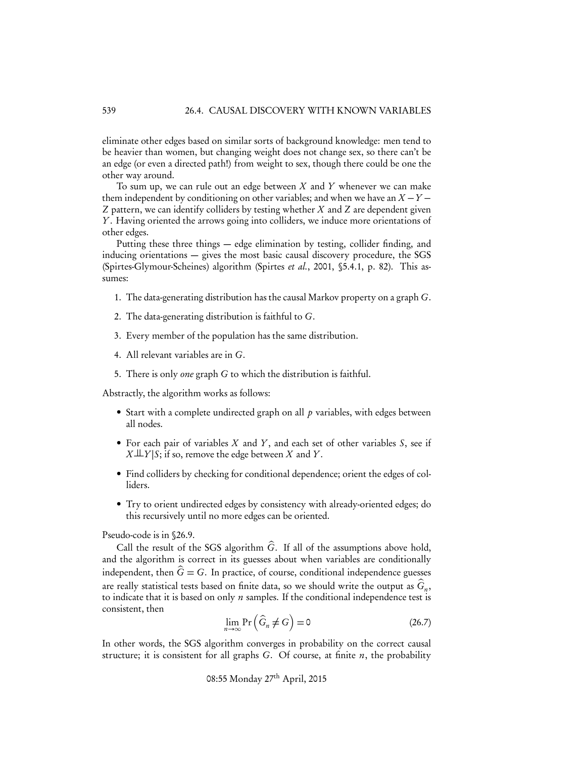eliminate other edges based on similar sorts of background knowledge: men tend to be heavier than women, but changing weight does not change sex, so there can't be an edge (or even a directed path!) from weight to sex, though there could be one the other way around.

To sum up, we can rule out an edge between $X$ and $Y$ whenever we can make them independent by conditioning on other variables; and when we have an $X - Y - Z$ pattern, we can identify colliders by testing whether $X$ and $Z$ are dependent given $Y$. Having oriented the arrows going into colliders, we induce more orientations of other edges.

Putting these three things — edge elimination by testing, collider finding, and inducing orientations — gives the most basic causal discovery procedure, the SGS (Spirtes-Glymour-Scheines) algorithm (Spirtes *et al.*, 2001, §5.4.1, p. 82). This assumes:

1. The data-generating distribution has the causal Markov property on a graph $G$.
2. The data-generating distribution is faithful to $G$.
3. Every member of the population has the same distribution.
4. All relevant variables are in $G$.
5. There is only *one* graph $G$ to which the distribution is faithful.

Abstractly, the algorithm works as follows:

- Start with a complete undirected graph on all $p$ variables, with edges between all nodes.
- For each pair of variables $X$ and $Y$, and each set of other variables $S$, see if $X \perp\!\!\!\perp Y | S$; if so, remove the edge between $X$ and $Y$.
- Find colliders by checking for conditional dependence; orient the edges of colliders.
- Try to orient undirected edges by consistency with already-oriented edges; do this recursively until no more edges can be oriented.

Pseudo-code is in §26.9.

Call the result of the SGS algorithm $\widehat{G}$. If all of the assumptions above hold, and the algorithm is correct in its guesses about when variables are conditionally independent, then $\widehat{G} = G$. In practice, of course, conditional independence guesses are really statistical tests based on finite data, so we should write the output as $\widehat{G}_n$, to indicate that it is based on only $n$ samples. If the conditional independence test is consistent, then

$$\lim_{n \to \infty} \Pr\left(\widehat{G}_n \neq G\right) = 0 \tag{26.7}$$

In other words, the SGS algorithm converges in probability on the correct causal structure; it is consistent for all graphs $G$. Of course, at finite $n$, the probability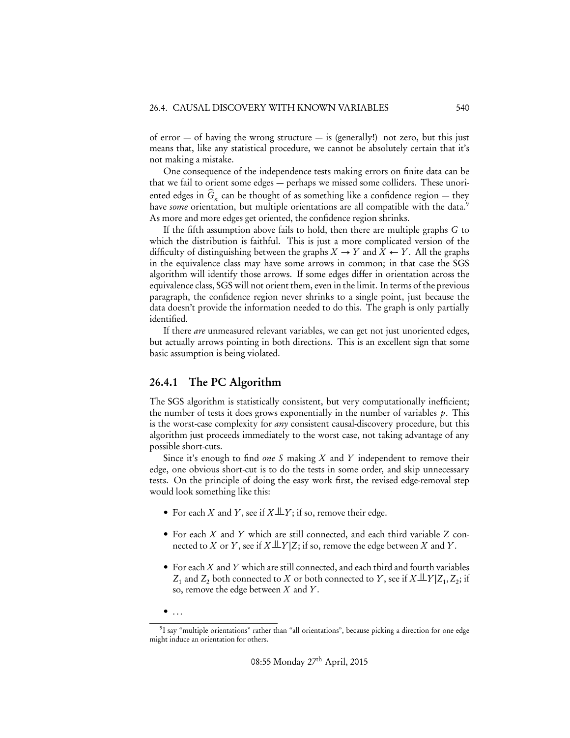of error — of having the wrong structure — is (generally!) not zero, but this just means that, like any statistical procedure, we cannot be absolutely certain that it's not making a mistake.

One consequence of the independence tests making errors on finite data can be that we fail to orient some edges — perhaps we missed some colliders. These unoriented edges in $\widehat{G}_n$ can be thought of as something like a confidence region — they have *some* orientation, but multiple orientations are all compatible with the data.[9] As more and more edges get oriented, the confidence region shrinks.

If the fifth assumption above fails to hold, then there are multiple graphs $G$ to which the distribution is faithful. This is just a more complicated version of the difficulty of distinguishing between the graphs $X \rightarrow Y$ and $X \leftarrow Y$. All the graphs in the equivalence class may have some arrows in common; in that case the SGS algorithm will identify those arrows. If some edges differ in orientation across the equivalence class, SGS will not orient them, even in the limit. In terms of the previous paragraph, the confidence region never shrinks to a single point, just because the data doesn't provide the information needed to do this. The graph is only partially identified.

If there *are* unmeasured relevant variables, we can get not just unoriented edges, but actually arrows pointing in both directions. This is an excellent sign that some basic assumption is being violated.

### 26.4.1 The PC Algorithm

The SGS algorithm is statistically consistent, but very computationally inefficient; the number of tests it does grows exponentially in the number of variables $p$. This is the worst-case complexity for *any* consistent causal-discovery procedure, but this algorithm just proceeds immediately to the worst case, not taking advantage of any possible short-cuts.

Since it's enough to find *one* $S$ making $X$ and $Y$ independent to remove their edge, one obvious short-cut is to do the tests in some order, and skip unnecessary tests. On the principle of doing the easy work first, the revised edge-removal step would look something like this:

- For each $X$ and $Y$, see if $X \perp\!\!\!\perp Y$; if so, remove their edge.
- For each $X$ and $Y$ which are still connected, and each third variable $Z$ connected to $X$ or $Y$, see if $X \perp\!\!\!\perp Y | Z$; if so, remove the edge between $X$ and $Y$.
- For each $X$ and $Y$ which are still connected, and each third and fourth variables $Z_1$ and $Z_2$ both connected to $X$ or both connected to $Y$, see if $X \perp\!\!\!\perp Y | Z_1, Z_2$; if so, remove the edge between $X$ and $Y$.
- ...

[9] I say "multiple orientations" rather than "all orientations", because picking a direction for one edge might induce an orientation for others.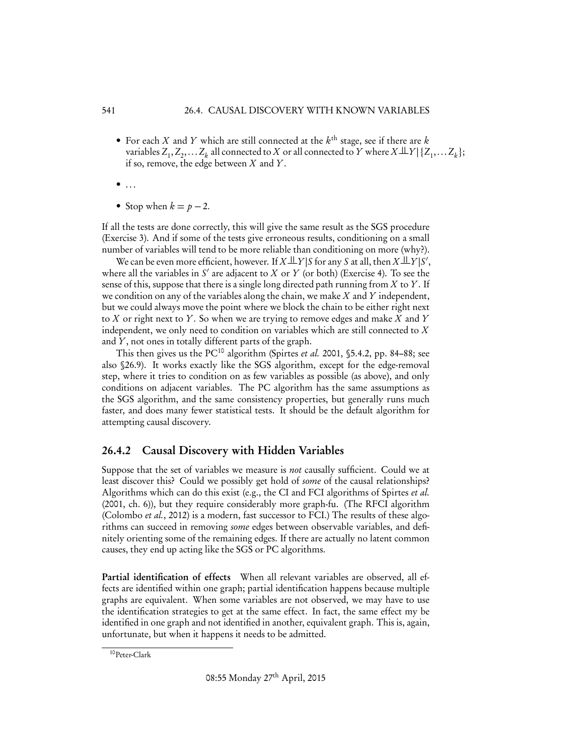- For each $X$ and $Y$ which are still connected at the $k^{\text{th}}$ stage, see if there are $k$ variables $Z_1, Z_2, \ldots Z_k$ all connected to $X$ or all connected to $Y$ where $X \perp\!\!\!\perp Y | \{Z_1, \ldots Z_k\}$; if so, remove, the edge between $X$ and $Y$.

- ...

- Stop when $k = p - 2$.

If all the tests are done correctly, this will give the same result as the SGS procedure (Exercise 3). And if some of the tests give erroneous results, conditioning on a small number of variables will tend to be more reliable than conditioning on more (why?).

We can be even more efficient, however. If $X \perp\!\!\!\perp Y | S$ for any $S$ at all, then $X \perp\!\!\!\perp Y | S'$, where all the variables in $S'$ are adjacent to $X$ or $Y$ (or both) (Exercise 4). To see the sense of this, suppose that there is a single long directed path running from $X$ to $Y$. If we condition on any of the variables along the chain, we make $X$ and $Y$ independent, but we could always move the point where we block the chain to be either right next to $X$ or right next to $Y$. So when we are trying to remove edges and make $X$ and $Y$ independent, we only need to condition on variables which are still connected to $X$ and $Y$, not ones in totally different parts of the graph.

This then gives us the PC[10] algorithm (Spirtes *et al.* 2001, §5.4.2, pp. 84–88; see also §26.9). It works exactly like the SGS algorithm, except for the edge-removal step, where it tries to condition on as few variables as possible (as above), and only conditions on adjacent variables. The PC algorithm has the same assumptions as the SGS algorithm, and the same consistency properties, but generally runs much faster, and does many fewer statistical tests. It should be the default algorithm for attempting causal discovery.

## 26.4.2 Causal Discovery with Hidden Variables

Suppose that the set of variables we measure is *not* causally sufficient. Could we at least discover this? Could we possibly get hold of *some* of the causal relationships? Algorithms which can do this exist (e.g., the CI and FCI algorithms of Spirtes *et al.* (2001, ch. 6)), but they require considerably more graph-fu. (The RFCI algorithm (Colombo *et al.*, 2012) is a modern, fast successor to FCI.) The results of these algorithms can succeed in removing *some* edges between observable variables, and definitely orienting some of the remaining edges. If there are actually no latent common causes, they end up acting like the SGS or PC algorithms.

**Partial identification of effects** When all relevant variables are observed, all effects are identified within one graph; partial identification happens because multiple graphs are equivalent. When some variables are not observed, we may have to use the identification strategies to get at the same effect. In fact, the same effect my be identified in one graph and not identified in another, equivalent graph. This is, again, unfortunate, but when it happens it needs to be admitted.

[10] Peter-Clark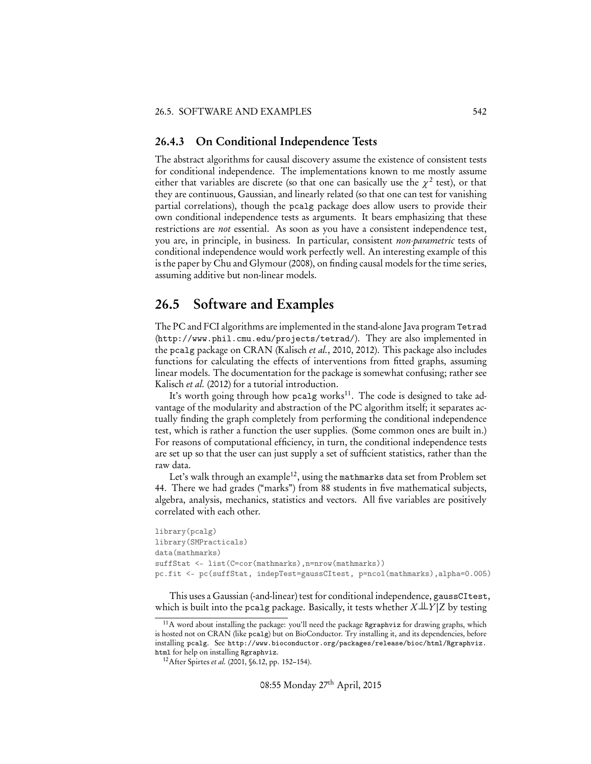### 26.4.3 On Conditional Independence Tests

The abstract algorithms for causal discovery assume the existence of consistent tests for conditional independence. The implementations known to me mostly assume either that variables are discrete (so that one can basically use the $\chi^2$ test), or that they are continuous, Gaussian, and linearly related (so that one can test for vanishing partial correlations), though the `pcalg` package does allow users to provide their own conditional independence tests as arguments. It bears emphasizing that these restrictions are *not* essential. As soon as you have a consistent independence test, you are, in principle, in business. In particular, consistent *non-parametric* tests of conditional independence would work perfectly well. An interesting example of this is the paper by Chu and Glymour (2008), on finding causal models for the time series, assuming additive but non-linear models.

## 26.5 Software and Examples

The PC and FCI algorithms are implemented in the stand-alone Java program `Tetrad` (`http://www.phil.cmu.edu/projects/tetrad/`). They are also implemented in the `pcalg` package on CRAN (Kalisch *et al.*, 2010, 2012). This package also includes functions for calculating the effects of interventions from fitted graphs, assuming linear models. The documentation for the package is somewhat confusing; rather see Kalisch *et al.* (2012) for a tutorial introduction.

It's worth going through how `pcalg` works[11]. The code is designed to take advantage of the modularity and abstraction of the PC algorithm itself; it separates actually finding the graph completely from performing the conditional independence test, which is rather a function the user supplies. (Some common ones are built in.) For reasons of computational efficiency, in turn, the conditional independence tests are set up so that the user can just supply a set of sufficient statistics, rather than the raw data.

Let's walk through an example[12], using the `mathmarks` data set from Problem set 44. There we had grades ("marks") from 88 students in five mathematical subjects, algebra, analysis, mechanics, statistics and vectors. All five variables are positively correlated with each other.

```
library(pcalg)
library(SMPracticals)
data(mathmarks)
suffStat <- list(C=cor(mathmarks),n=nrow(mathmarks))
pc.fit <- pc(suffStat, indepTest=gaussCItest, p=ncol(mathmarks),alpha=0.005)
```

This uses a Gaussian (-and-linear) test for conditional independence, `gaussCItest`, which is built into the `pcalg` package. Basically, it tests whether $X \perp\!\!\!\perp Y | Z$ by testing

[11] A word about installing the package: you'll need the package `Rgraphviz` for drawing graphs, which is hosted not on CRAN (like `pcalg`) but on BioConductor. Try installing it, and its dependencies, before installing `pcalg`. See `http://www.bioconductor.org/packages/release/bioc/html/Rgraphviz.html` for help on installing `Rgraphviz`.

[12] After Spirtes *et al.* (2001, §6.12, pp. 152–154).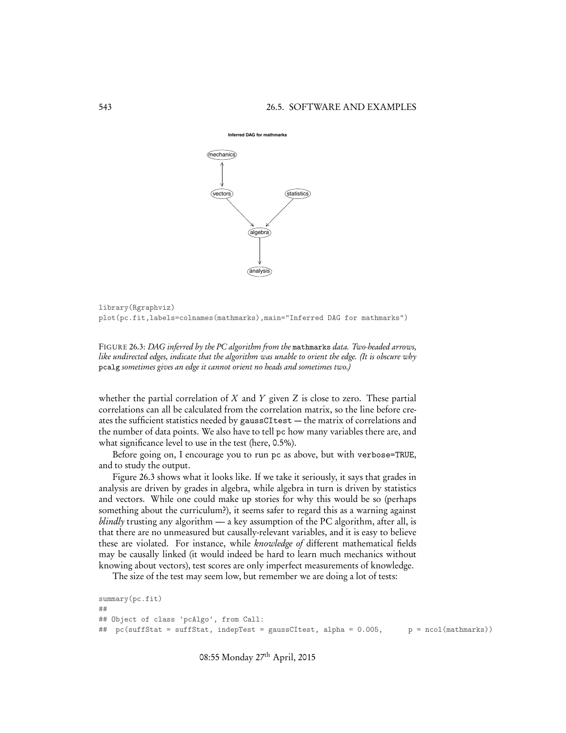```
library(Rgraphviz)
plot(pc.fit,labels=colnames(mathmarks),main="Inferred DAG for mathmarks")
```

FIGURE 26.3: *DAG inferred by the PC algorithm from the* `mathmarks` *data. Two-headed arrows, like undirected edges, indicate that the algorithm was unable to orient the edge. (It is obscure why* `pcalg` *sometimes gives an edge it cannot orient no heads and sometimes two.)*

whether the partial correlation of $X$ and $Y$ given $Z$ is close to zero. These partial correlations can all be calculated from the correlation matrix, so the line before creates the sufficient statistics needed by `gaussCItest` — the matrix of correlations and the number of data points. We also have to tell `pc` how many variables there are, and what significance level to use in the test (here, 0.5%).

Before going on, I encourage you to run `pc` as above, but with `verbose=TRUE`, and to study the output.

Figure 26.3 shows what it looks like. If we take it seriously, it says that grades in analysis are driven by grades in algebra, while algebra in turn is driven by statistics and vectors. While one could make up stories for why this would be so (perhaps something about the curriculum?), it seems safer to regard this as a warning against *blindly* trusting any algorithm —- a key assumption of the PC algorithm, after all, is that there are no unmeasured but causally-relevant variables, and it is easy to believe these are violated. For instance, while *knowledge of* different mathematical fields may be causally linked (it would indeed be hard to learn much mechanics without knowing about vectors), test scores are only imperfect measurements of knowledge.

The size of the test may seem low, but remember we are doing a lot of tests:

```
summary(pc.fit)
##
## Object of class 'pcAlgo', from Call:
##  pc(suffStat = suffStat, indepTest = gaussCItest, alpha = 0.005,      p = ncol(mathmarks))
```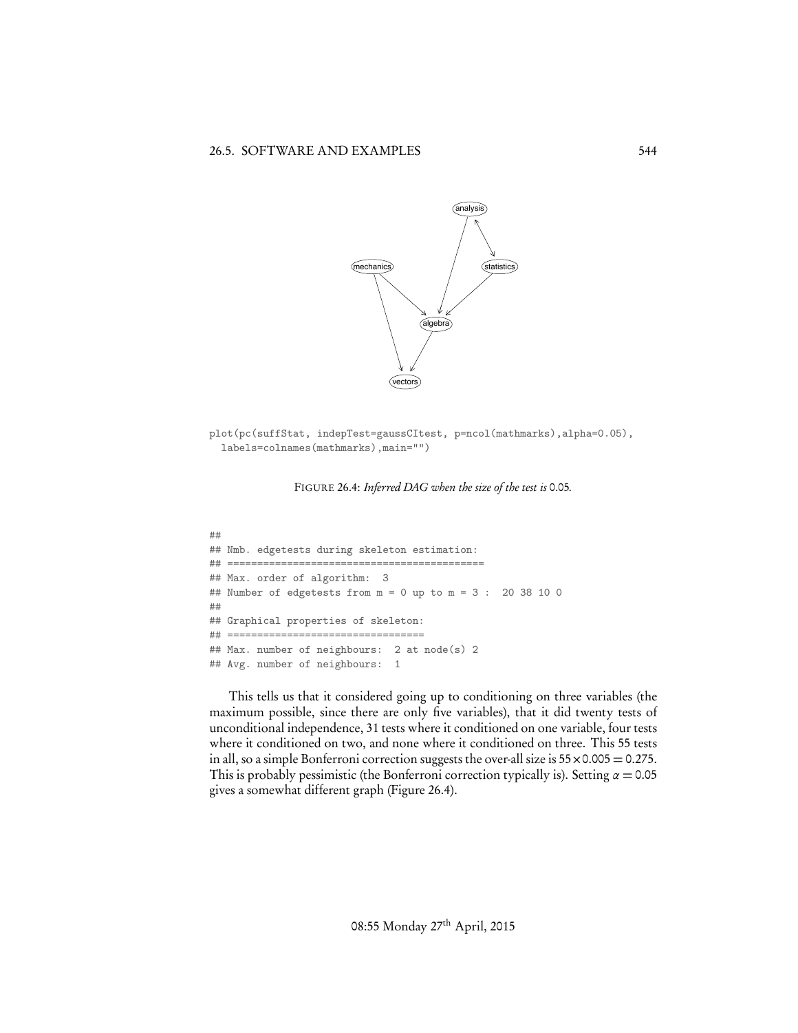```
plot(pc(suffStat, indepTest=gaussCItest, p=ncol(mathmarks),alpha=0.05),
  labels=colnames(mathmarks),main="")
```

FIGURE 26.4: *Inferred DAG when the size of the test is* 0.05*.*

```
##
## Nmb. edgetests during skeleton estimation:
## ===========================================
## Max. order of algorithm:  3
## Number of edgetests from m = 0 up to m = 3 :  20 38 10 0
##
## Graphical properties of skeleton:
## =================================
## Max. number of neighbours:  2 at node(s) 2
## Avg. number of neighbours:  1
```

This tells us that it considered going up to conditioning on three variables (the maximum possible, since there are only five variables), that it did twenty tests of unconditional independence, 31 tests where it conditioned on one variable, four tests where it conditioned on two, and none where it conditioned on three. This 55 tests in all, so a simple Bonferroni correction suggests the over-all size is $55 \times 0.005 = 0.275$. This is probably pessimistic (the Bonferroni correction typically is). Setting $\alpha = 0.05$ gives a somewhat different graph (Figure 26.4).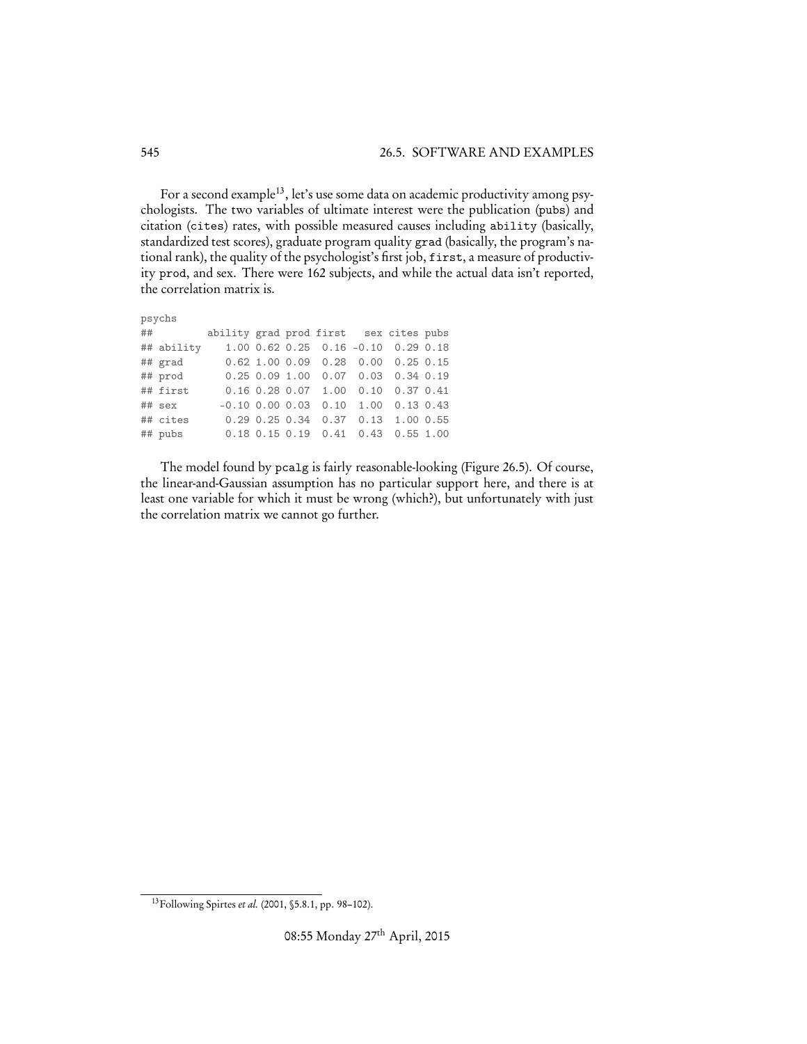For a second example[13], let's use some data on academic productivity among psychologists. The two variables of ultimate interest were the publication (pubs) and citation (cites) rates, with possible measured causes including ability (basically, standardized test scores), graduate program quality grad (basically, the program's national rank), the quality of the psychologist's first job, first, a measure of productivity prod, and sex. There were 162 subjects, and while the actual data isn't reported, the correlation matrix is.

```
psychs
##         ability grad prod first   sex cites pubs
## ability    1.00 0.62 0.25  0.16 -0.10  0.29 0.18
## grad       0.62 1.00 0.09  0.28  0.00  0.25 0.15
## prod       0.25 0.09 1.00  0.07  0.03  0.34 0.19
## first      0.16 0.28 0.07  1.00  0.10  0.37 0.41
## sex       -0.10 0.00 0.03  0.10  1.00  0.13 0.43
## cites      0.29 0.25 0.34  0.37  0.13  1.00 0.55
## pubs       0.18 0.15 0.19  0.41  0.43  0.55 1.00
```

The model found by pcalg is fairly reasonable-looking (Figure 26.5). Of course, the linear-and-Gaussian assumption has no particular support here, and there is at least one variable for which it must be wrong (which?), but unfortunately with just the correlation matrix we cannot go further.

[13] Following Spirtes *et al.* (2001, §5.8.1, pp. 98–102).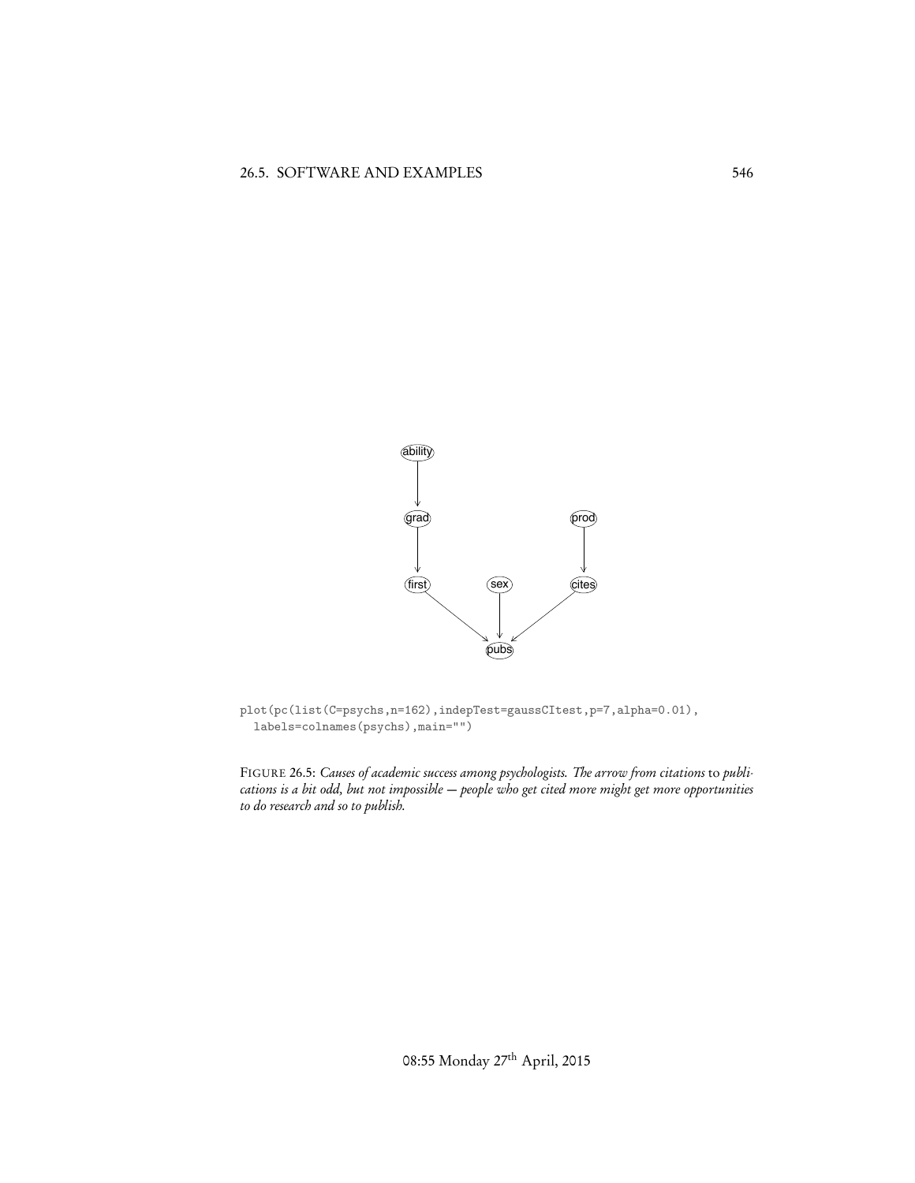```
plot(pc(list(C=psychs,n=162),indepTest=gaussCItest,p=7,alpha=0.01),
  labels=colnames(psychs),main="")
```

FIGURE 26.5: *Causes of academic success among psychologists. The arrow from citations* to *publications is a bit odd, but not impossible — people who get cited more might get more opportunities to do research and so to publish.*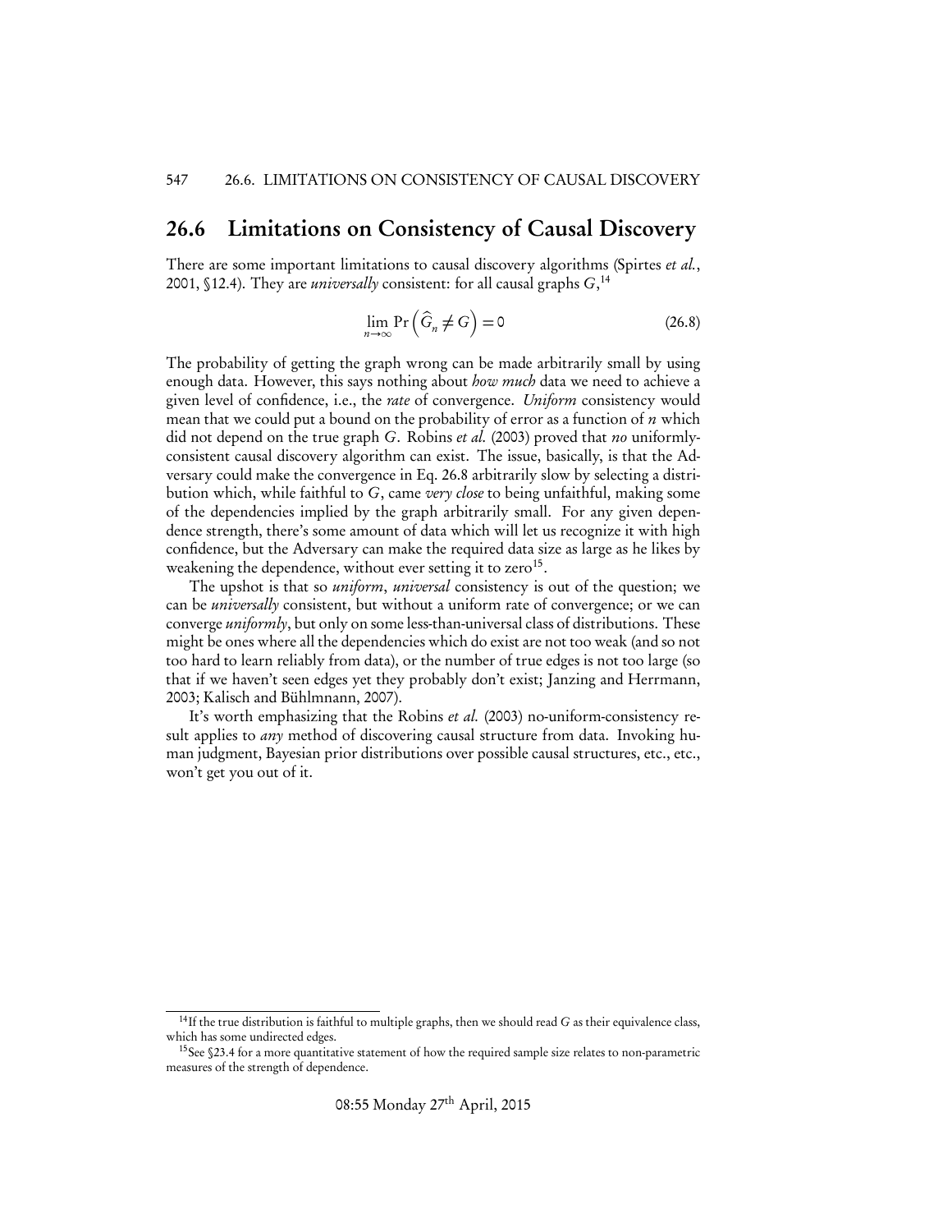## 26.6 Limitations on Consistency of Causal Discovery

There are some important limitations to causal discovery algorithms (Spirtes *et al.*, 2001, §12.4). They are *universally* consistent: for all causal graphs $G$,[14]

$$\lim_{n \to \infty} \Pr\left(\widehat{G}_n \neq G\right) = 0 \tag{26.8}$$

The probability of getting the graph wrong can be made arbitrarily small by using enough data. However, this says nothing about *how much* data we need to achieve a given level of confidence, i.e., the *rate* of convergence. *Uniform* consistency would mean that we could put a bound on the probability of error as a function of $n$ which did not depend on the true graph $G$. Robins *et al.* (2003) proved that *no* uniformly-consistent causal discovery algorithm can exist. The issue, basically, is that the Adversary could make the convergence in Eq. 26.8 arbitrarily slow by selecting a distribution which, while faithful to $G$, came *very close* to being unfaithful, making some of the dependencies implied by the graph arbitrarily small. For any given dependence strength, there's some amount of data which will let us recognize it with high confidence, but the Adversary can make the required data size as large as he likes by weakening the dependence, without ever setting it to zero[15].

The upshot is that so *uniform*, *universal* consistency is out of the question; we can be *universally* consistent, but without a uniform rate of convergence; or we can converge *uniformly*, but only on some less-than-universal class of distributions. These might be ones where all the dependencies which do exist are not too weak (and so not too hard to learn reliably from data), or the number of true edges is not too large (so that if we haven't seen edges yet they probably don't exist; Janzing and Herrmann, 2003; Kalisch and Bühlmnann, 2007).

It's worth emphasizing that the Robins *et al.* (2003) no-uniform-consistency result applies to *any* method of discovering causal structure from data. Invoking human judgment, Bayesian prior distributions over possible causal structures, etc., etc., won't get you out of it.

[14] If the true distribution is faithful to multiple graphs, then we should read $G$ as their equivalence class, which has some undirected edges.

[15] See §23.4 for a more quantitative statement of how the required sample size relates to non-parametric measures of the strength of dependence.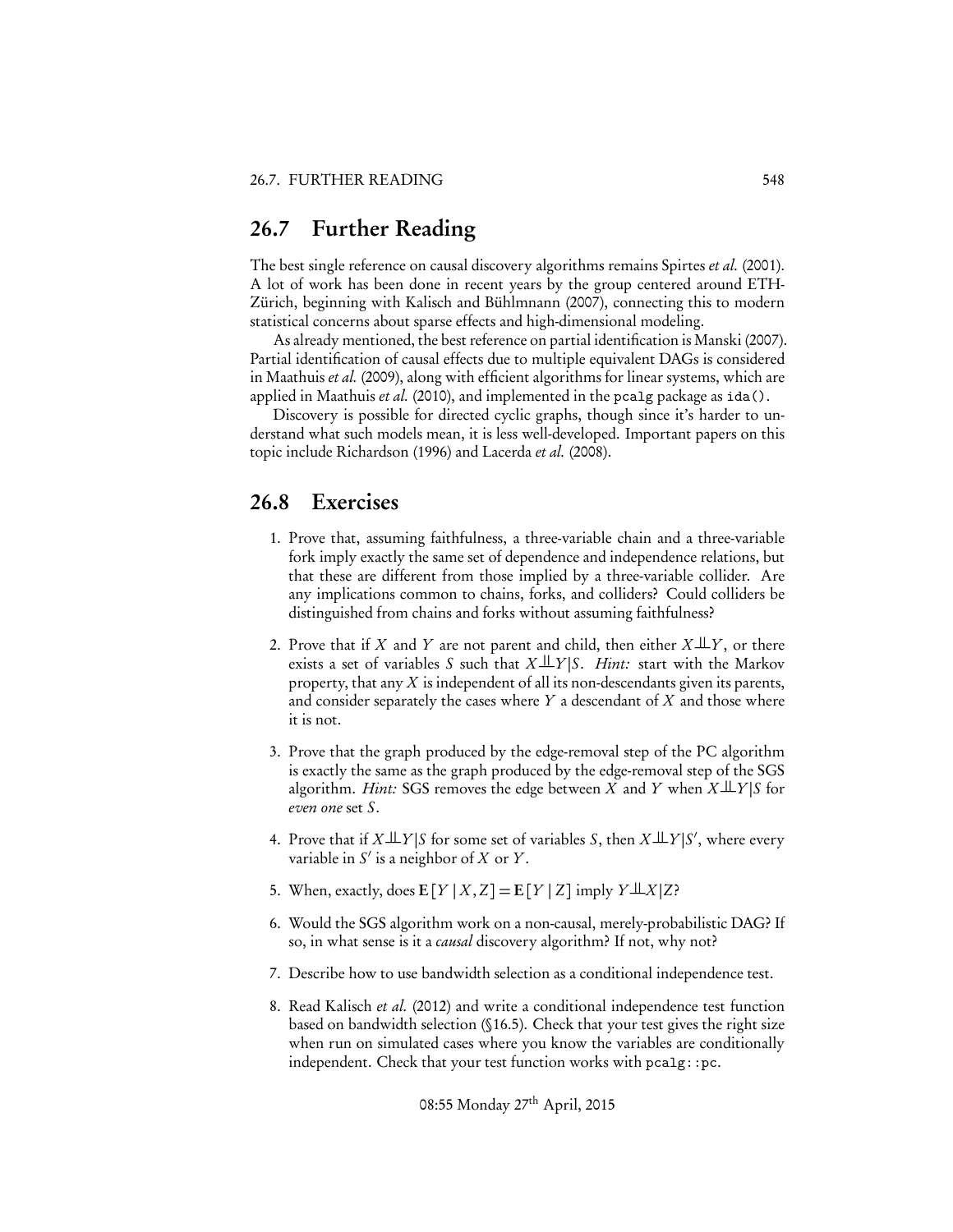## 26.7 Further Reading

The best single reference on causal discovery algorithms remains Spirtes *et al.* (2001). A lot of work has been done in recent years by the group centered around ETH-Zürich, beginning with Kalisch and Bühlmnann (2007), connecting this to modern statistical concerns about sparse effects and high-dimensional modeling.

As already mentioned, the best reference on partial identification is Manski (2007). Partial identification of causal effects due to multiple equivalent DAGs is considered in Maathuis *et al.* (2009), along with efficient algorithms for linear systems, which are applied in Maathuis *et al.* (2010), and implemented in the `pcalg` package as `ida()`.

Discovery is possible for directed cyclic graphs, though since it's harder to understand what such models mean, it is less well-developed. Important papers on this topic include Richardson (1996) and Lacerda *et al.* (2008).

## 26.8 Exercises

1. Prove that, assuming faithfulness, a three-variable chain and a three-variable fork imply exactly the same set of dependence and independence relations, but that these are different from those implied by a three-variable collider. Are any implications common to chains, forks, and colliders? Could colliders be distinguished from chains and forks without assuming faithfulness?

2. Prove that if $X$ and $Y$ are not parent and child, then either $X \perp\!\!\!\perp Y$, or there exists a set of variables $S$ such that $X \perp\!\!\!\perp Y | S$. *Hint:* start with the Markov property, that any $X$ is independent of all its non-descendants given its parents, and consider separately the cases where $Y$ a descendant of $X$ and those where it is not.

3. Prove that the graph produced by the edge-removal step of the PC algorithm is exactly the same as the graph produced by the edge-removal step of the SGS algorithm. *Hint:* SGS removes the edge between $X$ and $Y$ when $X \perp\!\!\!\perp Y | S$ for *even one* set $S$.

4. Prove that if $X \perp\!\!\!\perp Y | S$ for some set of variables $S$, then $X \perp\!\!\!\perp Y | S'$, where every variable in $S'$ is a neighbor of $X$ or $Y$.

5. When, exactly, does $\mathbf{E}[Y \mid X, Z] = \mathbf{E}[Y \mid Z]$ imply $Y \perp\!\!\!\perp X | Z$?

6. Would the SGS algorithm work on a non-causal, merely-probabilistic DAG? If so, in what sense is it a *causal* discovery algorithm? If not, why not?

7. Describe how to use bandwidth selection as a conditional independence test.

8. Read Kalisch *et al.* (2012) and write a conditional independence test function based on bandwidth selection (§16.5). Check that your test gives the right size when run on simulated cases where you know the variables are conditionally independent. Check that your test function works with `pcalg::pc`.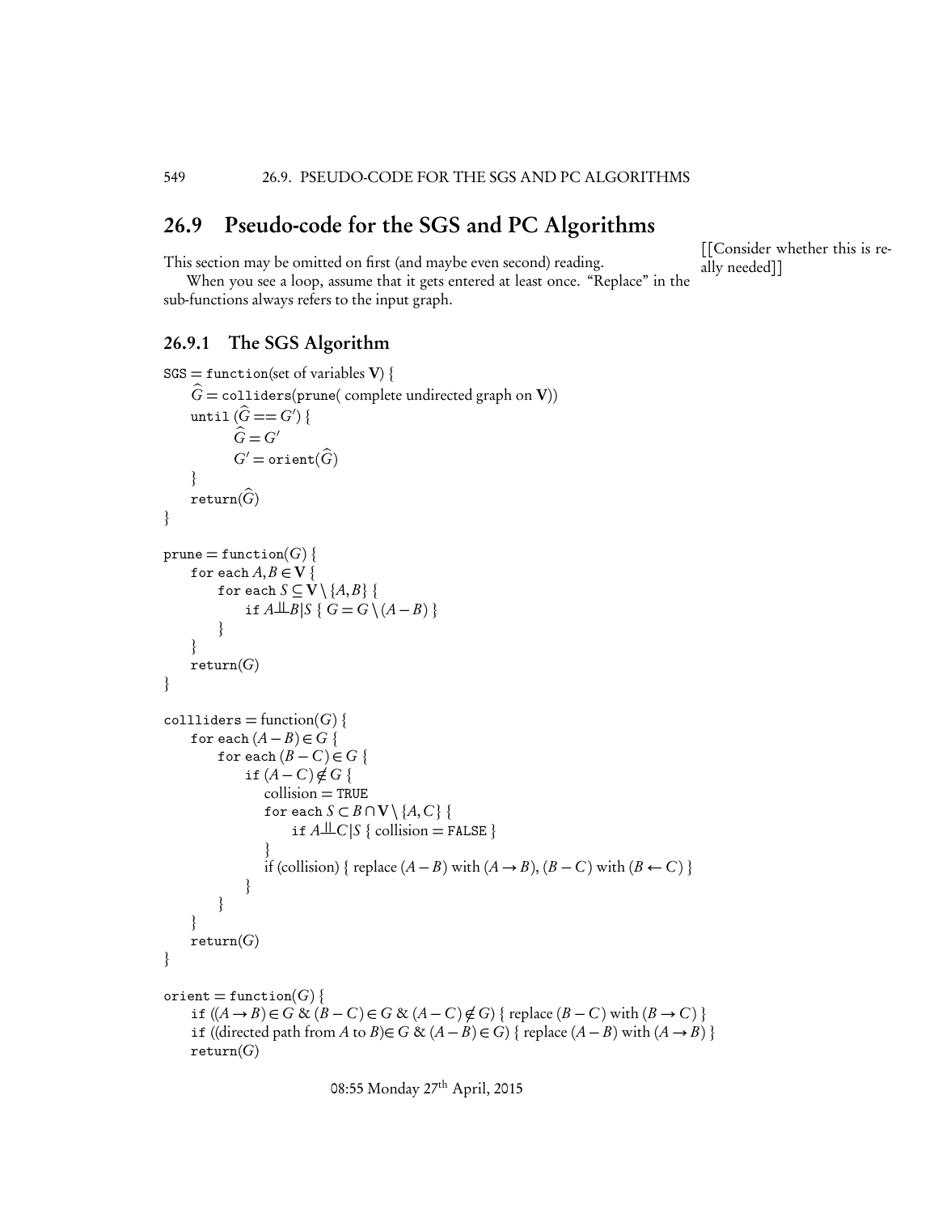## 26.9 Pseudo-code for the SGS and PC Algorithms

[[Consider whether this is really needed]]

This section may be omitted on first (and maybe even second) reading.

When you see a loop, assume that it gets entered at least once. "Replace" in the sub-functions always refers to the input graph.

### 26.9.1 The SGS Algorithm

```
SGS = function(set of variables V) {
    Ĝ = colliders(prune( complete undirected graph on V))
    until (Ĝ == G′) {
        Ĝ = G′
        G′ = orient(Ĝ)
    }
    return(Ĝ)
}

prune = function(G) {
    for each A, B ∈ V {
        for each S ⊆ V \ {A, B} {
            if A ⫫ B|S { G = G \ (A − B) }
        }
    }
    return(G)
}

collliders = function(G) {
    for each (A − B) ∈ G {
        for each (B − C) ∈ G {
            if (A − C) ∉ G {
                collision = TRUE
                for each S ⊂ B ∩ V \ {A, C} {
                    if A ⫫ C|S { collision = FALSE }
                }
                if (collision) { replace (A − B) with (A → B), (B − C) with (B ← C) }
            }
        }
    }
    return(G)
}

orient = function(G) {
    if ((A → B) ∈ G & (B − C) ∈ G & (A − C) ∉ G) { replace (B − C) with (B → C) }
    if ((directed path from A to B) ∈ G & (A − B) ∈ G) { replace (A − B) with (A → B) }
    return(G)
```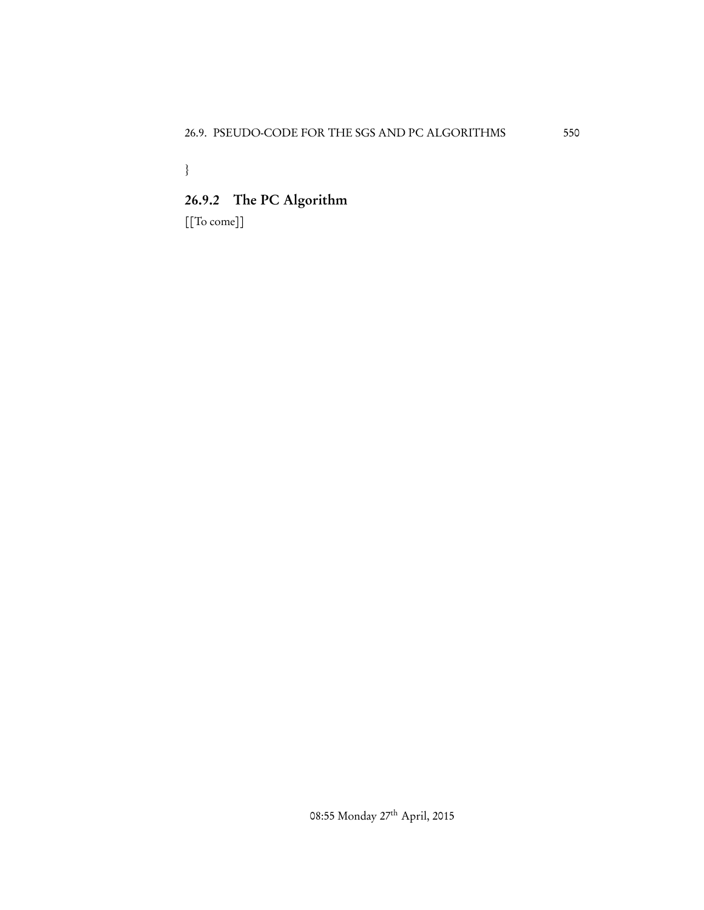}

### 26.9.2 The PC Algorithm

[[To come]]